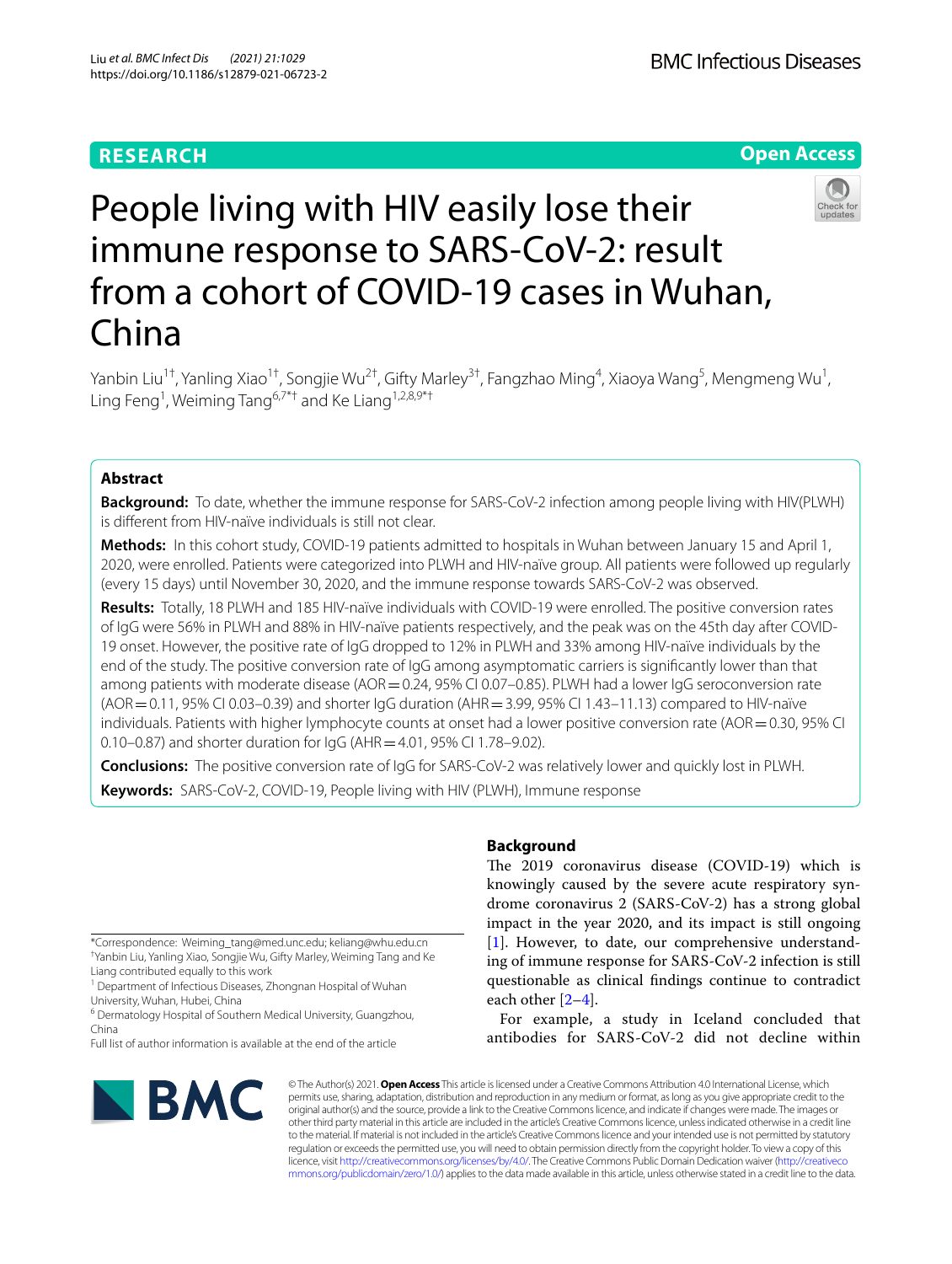RESEARCH

Open Access

# People living with HIV easily lose their immune response to SARS-CoV-2: result from a cohort of COVID-19 cases in Wuhan, China

Yanbin Liu[1†], Yanling Xiao[1†], Songjie Wu[2†], Gifty Marley[3†], Fangzhao Ming[4], Xiaoya Wang[5], Mengmeng Wu[1], Ling Feng[1], Weiming Tang[6,7*†] and Ke Liang[1,2,8,9*†]

## Abstract

**Background:** To date, whether the immune response for SARS-CoV-2 infection among people living with HIV(PLWH) is different from HIV-naïve individuals is still not clear.

**Methods:** In this cohort study, COVID-19 patients admitted to hospitals in Wuhan between January 15 and April 1, 2020, were enrolled. Patients were categorized into PLWH and HIV-naïve group. All patients were followed up regularly (every 15 days) until November 30, 2020, and the immune response towards SARS-CoV-2 was observed.

**Results:** Totally, 18 PLWH and 185 HIV-naïve individuals with COVID-19 were enrolled. The positive conversion rates of IgG were 56% in PLWH and 88% in HIV-naïve patients respectively, and the peak was on the 45th day after COVID-19 onset. However, the positive rate of IgG dropped to 12% in PLWH and 33% among HIV-naïve individuals by the end of the study. The positive conversion rate of IgG among asymptomatic carriers is significantly lower than that among patients with moderate disease (AOR = 0.24, 95% CI 0.07–0.85). PLWH had a lower IgG seroconversion rate (AOR = 0.11, 95% CI 0.03–0.39) and shorter IgG duration (AHR = 3.99, 95% CI 1.43–11.13) compared to HIV-naïve individuals. Patients with higher lymphocyte counts at onset had a lower positive conversion rate (AOR = 0.30, 95% CI 0.10–0.87) and shorter duration for IgG (AHR = 4.01, 95% CI 1.78–9.02).

**Conclusions:** The positive conversion rate of IgG for SARS-CoV-2 was relatively lower and quickly lost in PLWH.

**Keywords:** SARS-CoV-2, COVID-19, People living with HIV (PLWH), Immune response

*Correspondence: Weiming_tang@med.unc.edu; keliang@whu.edu.cn
†Yanbin Liu, Yanling Xiao, Songjie Wu, Gifty Marley, Weiming Tang and Ke Liang contributed equally to this work
[1] Department of Infectious Diseases, Zhongnan Hospital of Wuhan University, Wuhan, Hubei, China
[6] Dermatology Hospital of Southern Medical University, Guangzhou, China
Full list of author information is available at the end of the article

## Background

The 2019 coronavirus disease (COVID-19) which is knowingly caused by the severe acute respiratory syndrome coronavirus 2 (SARS-CoV-2) has a strong global impact in the year 2020, and its impact is still ongoing [1]. However, to date, our comprehensive understanding of immune response for SARS-CoV-2 infection is still questionable as clinical findings continue to contradict each other [2–4].

For example, a study in Iceland concluded that antibodies for SARS-CoV-2 did not decline within

© The Author(s) 2021. **Open Access** This article is licensed under a Creative Commons Attribution 4.0 International License, which permits use, sharing, adaptation, distribution and reproduction in any medium or format, as long as you give appropriate credit to the original author(s) and the source, provide a link to the Creative Commons licence, and indicate if changes were made. The images or other third party material in this article are included in the article's Creative Commons licence, unless indicated otherwise in a credit line to the material. If material is not included in the article's Creative Commons licence and your intended use is not permitted by statutory regulation or exceeds the permitted use, you will need to obtain permission directly from the copyright holder. To view a copy of this licence, visit http://creativecommons.org/licenses/by/4.0/. The Creative Commons Public Domain Dedication waiver (http://creativecommons.org/publicdomain/zero/1.0/) applies to the data made available in this article, unless otherwise stated in a credit line to the data.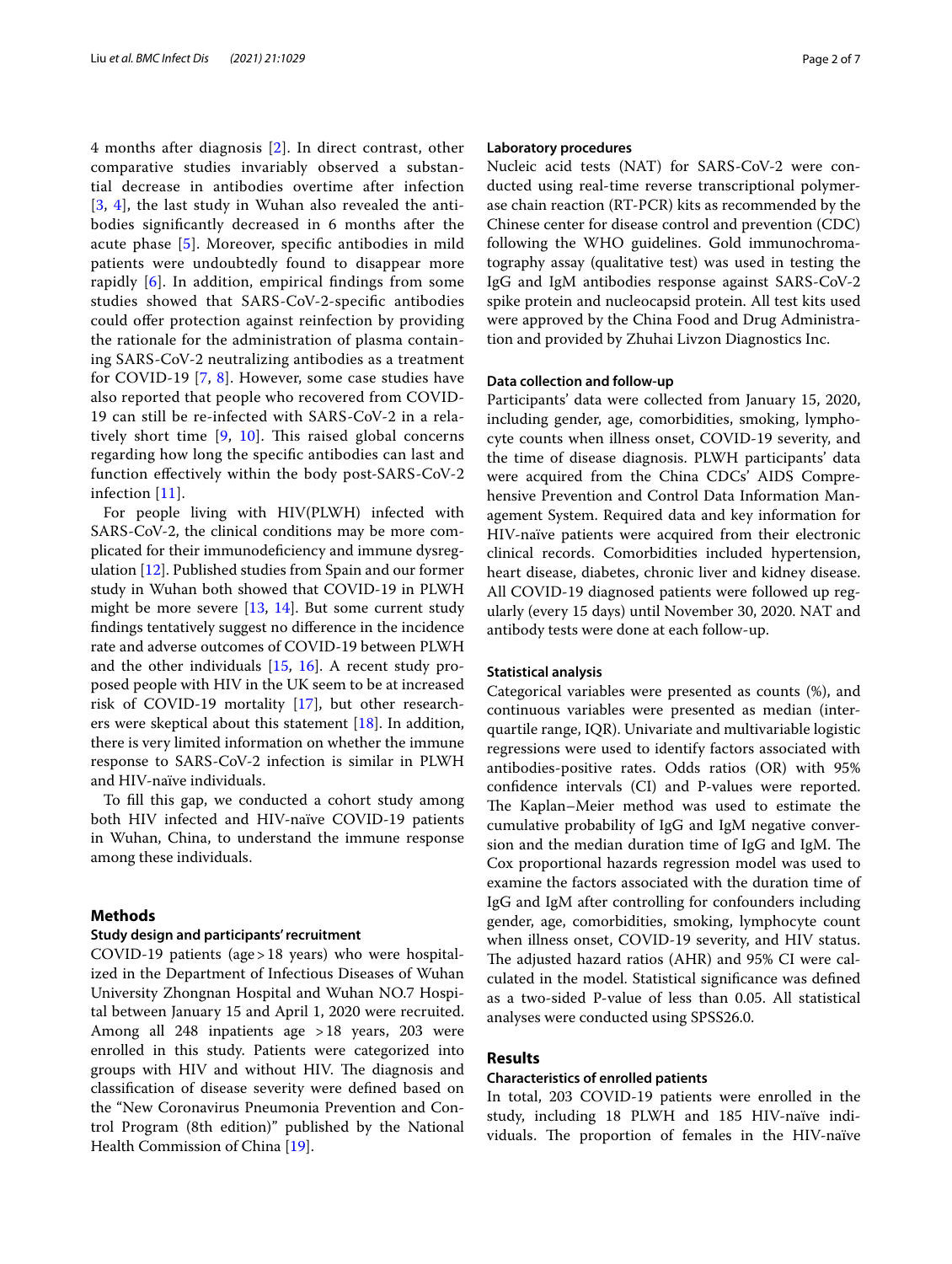4 months after diagnosis [2]. In direct contrast, other comparative studies invariably observed a substantial decrease in antibodies overtime after infection [3, 4], the last study in Wuhan also revealed the antibodies significantly decreased in 6 months after the acute phase [5]. Moreover, specific antibodies in mild patients were undoubtedly found to disappear more rapidly [6]. In addition, empirical findings from some studies showed that SARS-CoV-2-specific antibodies could offer protection against reinfection by providing the rationale for the administration of plasma containing SARS-CoV-2 neutralizing antibodies as a treatment for COVID-19 [7, 8]. However, some case studies have also reported that people who recovered from COVID-19 can still be re-infected with SARS-CoV-2 in a relatively short time [9, 10]. This raised global concerns regarding how long the specific antibodies can last and function effectively within the body post-SARS-CoV-2 infection [11].

For people living with HIV(PLWH) infected with SARS-CoV-2, the clinical conditions may be more complicated for their immunodeficiency and immune dysregulation [12]. Published studies from Spain and our former study in Wuhan both showed that COVID-19 in PLWH might be more severe [13, 14]. But some current study findings tentatively suggest no difference in the incidence rate and adverse outcomes of COVID-19 between PLWH and the other individuals [15, 16]. A recent study proposed people with HIV in the UK seem to be at increased risk of COVID-19 mortality [17], but other researchers were skeptical about this statement [18]. In addition, there is very limited information on whether the immune response to SARS-CoV-2 infection is similar in PLWH and HIV-naïve individuals.

To fill this gap, we conducted a cohort study among both HIV infected and HIV-naïve COVID-19 patients in Wuhan, China, to understand the immune response among these individuals.

## Methods

### Study design and participants' recruitment

COVID-19 patients (age > 18 years) who were hospitalized in the Department of Infectious Diseases of Wuhan University Zhongnan Hospital and Wuhan NO.7 Hospital between January 15 and April 1, 2020 were recruited. Among all 248 inpatients age > 18 years, 203 were enrolled in this study. Patients were categorized into groups with HIV and without HIV. The diagnosis and classification of disease severity were defined based on the "New Coronavirus Pneumonia Prevention and Control Program (8th edition)" published by the National Health Commission of China [19].

### Laboratory procedures

Nucleic acid tests (NAT) for SARS-CoV-2 were conducted using real-time reverse transcriptional polymerase chain reaction (RT-PCR) kits as recommended by the Chinese center for disease control and prevention (CDC) following the WHO guidelines. Gold immunochromatography assay (qualitative test) was used in testing the IgG and IgM antibodies response against SARS-CoV-2 spike protein and nucleocapsid protein. All test kits used were approved by the China Food and Drug Administration and provided by Zhuhai Livzon Diagnostics Inc.

### Data collection and follow-up

Participants' data were collected from January 15, 2020, including gender, age, comorbidities, smoking, lymphocyte counts when illness onset, COVID-19 severity, and the time of disease diagnosis. PLWH participants' data were acquired from the China CDCs' AIDS Comprehensive Prevention and Control Data Information Management System. Required data and key information for HIV-naïve patients were acquired from their electronic clinical records. Comorbidities included hypertension, heart disease, diabetes, chronic liver and kidney disease. All COVID-19 diagnosed patients were followed up regularly (every 15 days) until November 30, 2020. NAT and antibody tests were done at each follow-up.

### Statistical analysis

Categorical variables were presented as counts (%), and continuous variables were presented as median (interquartile range, IQR). Univariate and multivariable logistic regressions were used to identify factors associated with antibodies-positive rates. Odds ratios (OR) with 95% confidence intervals (CI) and P-values were reported. The Kaplan–Meier method was used to estimate the cumulative probability of IgG and IgM negative conversion and the median duration time of IgG and IgM. The Cox proportional hazards regression model was used to examine the factors associated with the duration time of IgG and IgM after controlling for confounders including gender, age, comorbidities, smoking, lymphocyte count when illness onset, COVID-19 severity, and HIV status. The adjusted hazard ratios (AHR) and 95% CI were calculated in the model. Statistical significance was defined as a two-sided P-value of less than 0.05. All statistical analyses were conducted using SPSS26.0.

## Results

### Characteristics of enrolled patients

In total, 203 COVID-19 patients were enrolled in the study, including 18 PLWH and 185 HIV-naïve individuals. The proportion of females in the HIV-naïve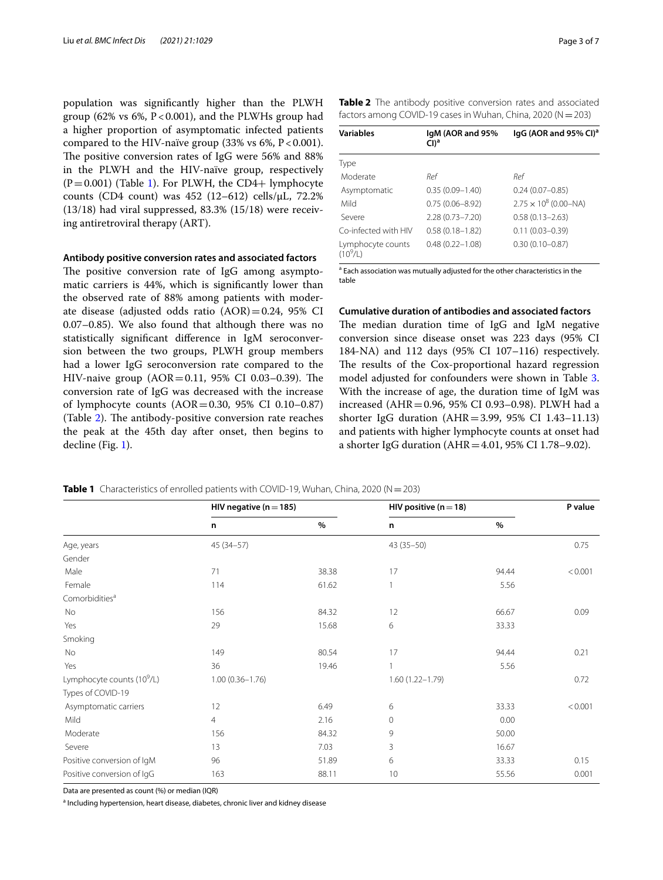population was significantly higher than the PLWH group (62% vs 6%, $P<0.001$), and the PLWHs group had a higher proportion of asymptomatic infected patients compared to the HIV-naïve group (33% vs 6%, $P<0.001$). The positive conversion rates of IgG were 56% and 88% in the PLWH and the HIV-naïve group, respectively ($P=0.001$) (Table 1). For PLWH, the CD4+ lymphocyte counts (CD4 count) was 452 (12–612) cells/μL, 72.2% (13/18) had viral suppressed, 83.3% (15/18) were receiving antiretroviral therapy (ART).

### Antibody positive conversion rates and associated factors

The positive conversion rate of IgG among asymptomatic carriers is 44%, which is significantly lower than the observed rate of 88% among patients with moderate disease (adjusted odds ratio (AOR) = 0.24, 95% CI 0.07–0.85). We also found that although there was no statistically significant difference in IgM seroconversion between the two groups, PLWH group members had a lower IgG seroconversion rate compared to the HIV-naive group (AOR = 0.11, 95% CI 0.03–0.39). The conversion rate of IgG was decreased with the increase of lymphocyte counts (AOR = 0.30, 95% CI 0.10–0.87) (Table 2). The antibody-positive conversion rate reaches the peak at the 45th day after onset, then begins to decline (Fig. 1).

**Table 2** The antibody positive conversion rates and associated factors among COVID-19 cases in Wuhan, China, 2020 (N = 203)

| Variables | IgM (AOR and 95% CI)[a] | IgG (AOR and 95% CI)[a] |
|---|---|---|
| Type | | |
| Moderate | *Ref* | *Ref* |
| Asymptomatic | 0.35 (0.09–1.40) | 0.24 (0.07–0.85) |
| Mild | 0.75 (0.06–8.92) | $2.75 \times 10^8$ (0.00–NA) |
| Severe | 2.28 (0.73–7.20) | 0.58 (0.13–2.63) |
| Co-infected with HIV | 0.58 (0.18–1.82) | 0.11 (0.03–0.39) |
| Lymphocyte counts ($10^9$/L) | 0.48 (0.22–1.08) | 0.30 (0.10–0.87) |

[a] Each association was mutually adjusted for the other characteristics in the table

### Cumulative duration of antibodies and associated factors

The median duration time of IgG and IgM negative conversion since disease onset was 223 days (95% CI 184-NA) and 112 days (95% CI 107–116) respectively. The results of the Cox-proportional hazard regression model adjusted for confounders were shown in Table 3. With the increase of age, the duration time of IgM was increased (AHR = 0.96, 95% CI 0.93–0.98). PLWH had a shorter IgG duration (AHR = 3.99, 95% CI 1.43–11.13) and patients with higher lymphocyte counts at onset had a shorter IgG duration (AHR = 4.01, 95% CI 1.78–9.02).

**Table 1** Characteristics of enrolled patients with COVID-19, Wuhan, China, 2020 (N = 203)

| | HIV negative (n = 185) | | HIV positive (n = 18) | | P value |
|---|---|---|---|---|---|
| | n | % | n | % | |
| Age, years | 45 (34–57) | | 43 (35–50) | | 0.75 |
| Gender | | | | | |
| Male | 71 | 38.38 | 17 | 94.44 | < 0.001 |
| Female | 114 | 61.62 | 1 | 5.56 | |
| Comorbidities[a] | | | | | |
| No | 156 | 84.32 | 12 | 66.67 | 0.09 |
| Yes | 29 | 15.68 | 6 | 33.33 | |
| Smoking | | | | | |
| No | 149 | 80.54 | 17 | 94.44 | 0.21 |
| Yes | 36 | 19.46 | 1 | 5.56 | |
| Lymphocyte counts ($10^9$/L) | 1.00 (0.36–1.76) | | 1.60 (1.22–1.79) | | 0.72 |
| Types of COVID-19 | | | | | |
| Asymptomatic carriers | 12 | 6.49 | 6 | 33.33 | < 0.001 |
| Mild | 4 | 2.16 | 0 | 0.00 | |
| Moderate | 156 | 84.32 | 9 | 50.00 | |
| Severe | 13 | 7.03 | 3 | 16.67 | |
| Positive conversion of IgM | 96 | 51.89 | 6 | 33.33 | 0.15 |
| Positive conversion of IgG | 163 | 88.11 | 10 | 55.56 | 0.001 |

Data are presented as count (%) or median (IQR)

[a] Including hypertension, heart disease, diabetes, chronic liver and kidney disease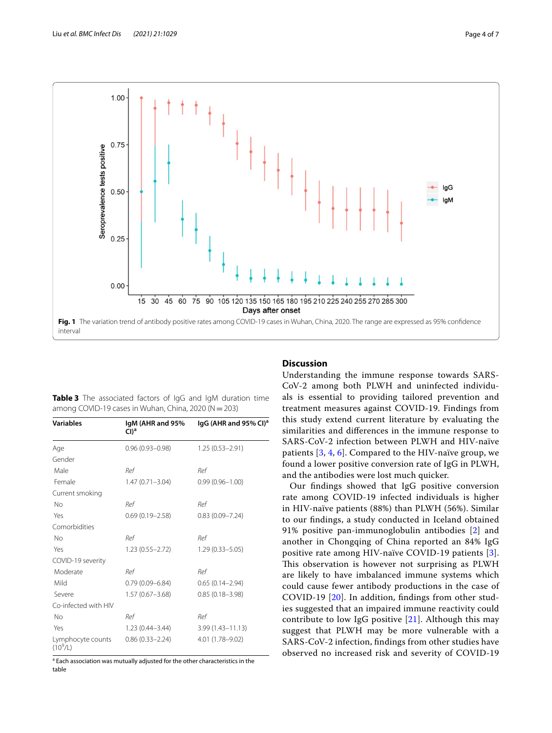**Fig. 1** The variation trend of antibody positive rates among COVID-19 cases in Wuhan, China, 2020. The range are expressed as 95% confidence interval

**Table 3** The associated factors of IgG and IgM duration time among COVID-19 cases in Wuhan, China, 2020 (N = 203)

| Variables | IgM (AHR and 95% CI)[a] | IgG (AHR and 95% CI)[a] |
|---|---|---|
| Age | 0.96 (0.93–0.98) | 1.25 (0.53–2.91) |
| Gender | | |
| Male | *Ref* | *Ref* |
| Female | 1.47 (0.71–3.04) | 0.99 (0.96–1.00) |
| Current smoking | | |
| No | *Ref* | *Ref* |
| Yes | 0.69 (0.19–2.58) | 0.83 (0.09–7.24) |
| Comorbidities | | |
| No | *Ref* | *Ref* |
| Yes | 1.23 (0.55–2.72) | 1.29 (0.33–5.05) |
| COVID-19 severity | | |
| Moderate | *Ref* | *Ref* |
| Mild | 0.79 (0.09–6.84) | 0.65 (0.14–2.94) |
| Severe | 1.57 (0.67–3.68) | 0.85 (0.18–3.98) |
| Co-infected with HIV | | |
| No | *Ref* | *Ref* |
| Yes | 1.23 (0.44–3.44) | 3.99 (1.43–11.13) |
| Lymphocyte counts ($10^9$/L) | 0.86 (0.33–2.24) | 4.01 (1.78–9.02) |

[a] Each association was mutually adjusted for the other characteristics in the table

## Discussion

Understanding the immune response towards SARS-CoV-2 among both PLWH and uninfected individuals is essential to providing tailored prevention and treatment measures against COVID-19. Findings from this study extend current literature by evaluating the similarities and differences in the immune response to SARS-CoV-2 infection between PLWH and HIV-naïve patients [3, 4, 6]. Compared to the HIV-naïve group, we found a lower positive conversion rate of IgG in PLWH, and the antibodies were lost much quicker.

Our findings showed that IgG positive conversion rate among COVID-19 infected individuals is higher in HIV-naïve patients (88%) than PLWH (56%). Similar to our findings, a study conducted in Iceland obtained 91% positive pan-immunoglobulin antibodies [2] and another in Chongqing of China reported an 84% IgG positive rate among HIV-naïve COVID-19 patients [3]. This observation is however not surprising as PLWH are likely to have imbalanced immune systems which could cause fewer antibody productions in the case of COVID-19 [20]. In addition, findings from other studies suggested that an impaired immune reactivity could contribute to low IgG positive [21]. Although this may suggest that PLWH may be more vulnerable with a SARS-CoV-2 infection, findings from other studies have observed no increased risk and severity of COVID-19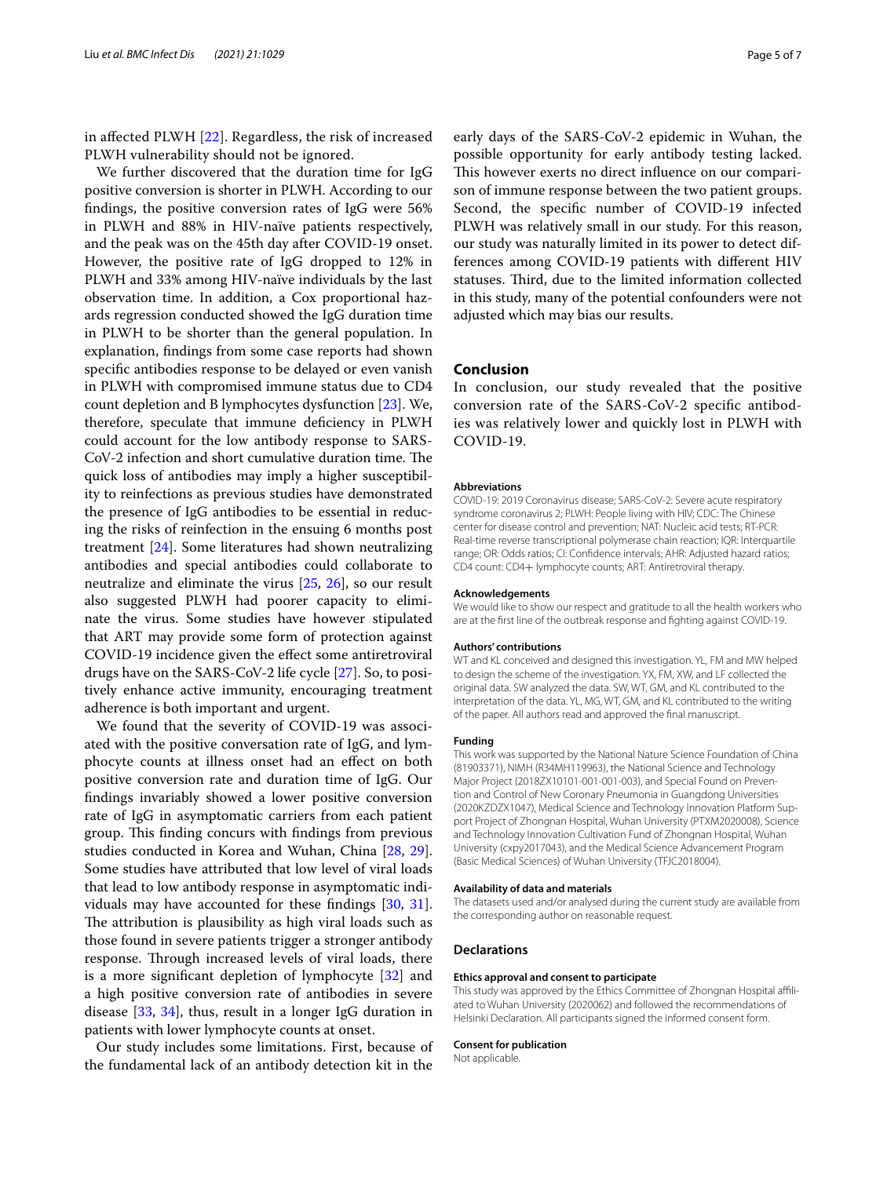in affected PLWH [22]. Regardless, the risk of increased PLWH vulnerability should not be ignored.

We further discovered that the duration time for IgG positive conversion is shorter in PLWH. According to our findings, the positive conversion rates of IgG were 56% in PLWH and 88% in HIV-naïve patients respectively, and the peak was on the 45th day after COVID-19 onset. However, the positive rate of IgG dropped to 12% in PLWH and 33% among HIV-naïve individuals by the last observation time. In addition, a Cox proportional hazards regression conducted showed the IgG duration time in PLWH to be shorter than the general population. In explanation, findings from some case reports had shown specific antibodies response to be delayed or even vanish in PLWH with compromised immune status due to CD4 count depletion and B lymphocytes dysfunction [23]. We, therefore, speculate that immune deficiency in PLWH could account for the low antibody response to SARS-CoV-2 infection and short cumulative duration time. The quick loss of antibodies may imply a higher susceptibility to reinfections as previous studies have demonstrated the presence of IgG antibodies to be essential in reducing the risks of reinfection in the ensuing 6 months post treatment [24]. Some literatures had shown neutralizing antibodies and special antibodies could collaborate to neutralize and eliminate the virus [25, 26], so our result also suggested PLWH had poorer capacity to eliminate the virus. Some studies have however stipulated that ART may provide some form of protection against COVID-19 incidence given the effect some antiretroviral drugs have on the SARS-CoV-2 life cycle [27]. So, to positively enhance active immunity, encouraging treatment adherence is both important and urgent.

We found that the severity of COVID-19 was associated with the positive conversation rate of IgG, and lymphocyte counts at illness onset had an effect on both positive conversion rate and duration time of IgG. Our findings invariably showed a lower positive conversion rate of IgG in asymptomatic carriers from each patient group. This finding concurs with findings from previous studies conducted in Korea and Wuhan, China [28, 29]. Some studies have attributed that low level of viral loads that lead to low antibody response in asymptomatic individuals may have accounted for these findings [30, 31]. The attribution is plausibility as high viral loads such as those found in severe patients trigger a stronger antibody response. Through increased levels of viral loads, there is a more significant depletion of lymphocyte [32] and a high positive conversion rate of antibodies in severe disease [33, 34], thus, result in a longer IgG duration in patients with lower lymphocyte counts at onset.

Our study includes some limitations. First, because of the fundamental lack of an antibody detection kit in the early days of the SARS-CoV-2 epidemic in Wuhan, the possible opportunity for early antibody testing lacked. This however exerts no direct influence on our comparison of immune response between the two patient groups. Second, the specific number of COVID-19 infected PLWH was relatively small in our study. For this reason, our study was naturally limited in its power to detect differences among COVID-19 patients with different HIV statuses. Third, due to the limited information collected in this study, many of the potential confounders were not adjusted which may bias our results.

## Conclusion

In conclusion, our study revealed that the positive conversion rate of the SARS-CoV-2 specific antibodies was relatively lower and quickly lost in PLWH with COVID-19.

#### Abbreviations

COVID-19: 2019 Coronavirus disease; SARS-CoV-2: Severe acute respiratory syndrome coronavirus 2; PLWH: People living with HIV; CDC: The Chinese center for disease control and prevention; NAT: Nucleic acid tests; RT-PCR: Real-time reverse transcriptional polymerase chain reaction; IQR: Interquartile range; OR: Odds ratios; CI: Confidence intervals; AHR: Adjusted hazard ratios; CD4 count: CD4+ lymphocyte counts; ART: Antiretroviral therapy.

#### Acknowledgements

We would like to show our respect and gratitude to all the health workers who are at the first line of the outbreak response and fighting against COVID-19.

#### Authors' contributions

WT and KL conceived and designed this investigation. YL, FM and MW helped to design the scheme of the investigation. YX, FM, XW, and LF collected the original data. SW analyzed the data. SW, WT, GM, and KL contributed to the interpretation of the data. YL, MG, WT, GM, and KL contributed to the writing of the paper. All authors read and approved the final manuscript.

#### Funding

This work was supported by the National Nature Science Foundation of China (81903371), NIMH (R34MH119963), the National Science and Technology Major Project (2018ZX10101-001-001-003), and Special Found on Prevention and Control of New Coronary Pneumonia in Guangdong Universities (2020KZDZX1047), Medical Science and Technology Innovation Platform Support Project of Zhongnan Hospital, Wuhan University (PTXM2020008), Science and Technology Innovation Cultivation Fund of Zhongnan Hospital, Wuhan University (cxpy2017043), and the Medical Science Advancement Program (Basic Medical Sciences) of Wuhan University (TFJC2018004).

#### Availability of data and materials

The datasets used and/or analysed during the current study are available from the corresponding author on reasonable request.

### Declarations

#### Ethics approval and consent to participate

This study was approved by the Ethics Committee of Zhongnan Hospital affiliated to Wuhan University (2020062) and followed the recommendations of Helsinki Declaration. All participants signed the informed consent form.

#### Consent for publication

Not applicable.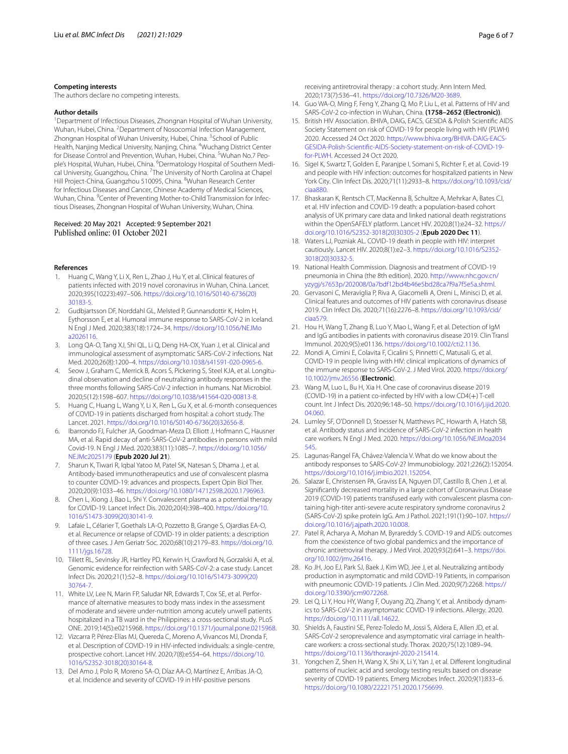## Competing interests

The authors declare no competing interests.

## Author details

[1]Department of Infectious Diseases, Zhongnan Hospital of Wuhan University, Wuhan, Hubei, China. [2]Department of Nosocomial Infection Management, Zhongnan Hospital of Wuhan University, Hubei, China. [3]School of Public Health, Nanjing Medical University, Nanjing, China. [4]Wuchang District Center for Disease Control and Prevention, Wuhan, Hubei, China. [5]Wuhan No.7 People's Hospital, Wuhan, Hubei, China. [6]Dermatology Hospital of Southern Medical University, Guangzhou, China. [7]The University of North Carolina at Chapel Hill Project-China, Guangzhou 510095, China. [8]Wuhan Research Center for Infectious Diseases and Cancer, Chinese Academy of Medical Sciences, Wuhan, China. [9]Center of Preventing Mother-to-Child Transmission for Infectious Diseases, Zhongnan Hospital of Wuhan University, Wuhan, China.

Received: 20 May 2021 Accepted: 9 September 2021
Published online: 01 October 2021

## References

1. Huang C, Wang Y, Li X, Ren L, Zhao J, Hu Y, et al. Clinical features of patients infected with 2019 novel coronavirus in Wuhan, China. Lancet. 2020;395(10223):497–506. https://doi.org/10.1016/S0140-6736(20)30183-5.
2. Gudbjartsson DF, Norddahl GL, Melsted P, Gunnarsdottir K, Holm H, Eythorsson E, et al. Humoral immune response to SARS-CoV-2 in Iceland. N Engl J Med. 2020;383(18):1724–34. https://doi.org/10.1056/NEJMoa2026116.
3. Long QA-O, Tang XJ, Shi QL, Li Q, Deng HA-OX, Yuan J, et al. Clinical and immunological assessment of asymptomatic SARS-CoV-2 infections. Nat Med. 2020;26(8):1200–4. https://doi.org/10.1038/s41591-020-0965-6.
4. Seow J, Graham C, Merrick B, Acors S, Pickering S, Steel KJA, et al. Longitudinal observation and decline of neutralizing antibody responses in the three months following SARS-CoV-2 infection in humans. Nat Microbiol. 2020;5(12):1598–607. https://doi.org/10.1038/s41564-020-00813-8.
5. Huang C, Huang L, Wang Y, Li X, Ren L, Gu X, et al. 6-month consequences of COVID-19 in patients discharged from hospital: a cohort study. The Lancet. 2021. https://doi.org/10.1016/S0140-6736(20)32656-8.
6. Ibarrondo FJ, Fulcher JA, Goodman-Meza D, Elliott J, Hofmann C, Hausner MA, et al. Rapid decay of anti-SARS-CoV-2 antibodies in persons with mild Covid-19. N Engl J Med. 2020;383(11):1085–7. https://doi.org/10.1056/NEJMc2025179 (**Epub 2020 Jul 21**).
7. Sharun K, Tiwari R, Iqbal Yatoo M, Patel SK, Natesan S, Dhama J, et al. Antibody-based immunotherapeutics and use of convalescent plasma to counter COVID-19: advances and prospects. Expert Opin Biol Ther. 2020;20(9):1033–46. https://doi.org/10.1080/14712598.2020.1796963.
8. Chen L, Xiong J, Bao L, Shi Y. Convalescent plasma as a potential therapy for COVID-19. Lancet Infect Dis. 2020;20(4):398–400. https://doi.org/10.1016/S1473-3099(20)30141-9.
9. Lafaie L, Célarier T, Goethals LA-O, Pozzetto B, Grange S, Ojardias EA-O, et al. Recurrence or relapse of COVID-19 in older patients: a description of three cases. J Am Geriatr Soc. 2020;68(10):2179–83. https://doi.org/10.1111/jgs.16728.
10. Tillett RL, Sevinsky JR, Hartley PD, Kerwin H, Crawford N, Gorzalski A, et al. Genomic evidence for reinfection with SARS-CoV-2: a case study. Lancet Infect Dis. 2020;21(1):52–8. https://doi.org/10.1016/S1473-3099(20)30764-7.
11. White LV, Lee N, Marin FP, Saludar NR, Edwards T, Cox SE, et al. Performance of alternative measures to body mass index in the assessment of moderate and severe under-nutrition among acutely unwell patients hospitalized in a TB ward in the Philippines: a cross-sectional study. PLoS ONE. 2019;14(5):e0215968. https://doi.org/10.1371/journal.pone.0215968.
12. Vizcarra P, Pérez-Elías MJ, Quereda C, Moreno A, Vivancos MJ, Dronda F, et al. Description of COVID-19 in HIV-infected individuals: a single-centre, prospective cohort. Lancet HIV. 2020;7(8):e554–64. https://doi.org/10.1016/S2352-3018(20)30164-8.
13. Del Amo J, Polo R, Moreno SA-O, Díaz AA-O, Martínez E, Arribas JA-O, et al. Incidence and severity of COVID-19 in HIV-positive persons receiving antiretroviral therapy : a cohort study. Ann Intern Med. 2020;173(7):536–41. https://doi.org/10.7326/M20-3689.
14. Guo WA-O, Ming F, Feng Y, Zhang Q, Mo P, Liu L, et al. Patterns of HIV and SARS-CoV-2 co-infection in Wuhan, China. **(1758–2652 (Electronic))**.
15. British HIV Association. BHIVA, DAIG, EACS, GESIDA & Polish Scientific AIDS Society Statement on risk of COVID-19 for people living with HIV (PLWH) 2020. Accessed 24 Oct 2020. https://www.bhiva.org/BHIVA-DAIG-EACS-GESIDA-Polish-Scientific-AIDS-Society-statement-on-risk-of-COVID-19-for-PLWH. Accessed 24 Oct 2020.
16. Sigel K, Swartz T, Golden E, Paranjpe I, Somani S, Richter F, et al. Covid-19 and people with HIV infection: outcomes for hospitalized patients in New York City. Clin Infect Dis. 2020;71(11):2933–8. https://doi.org/10.1093/cid/ciaa880.
17. Bhaskaran K, Rentsch CT, MacKenna B, Schultze A, Mehrkar A, Bates CJ, et al. HIV infection and COVID-19 death: a population-based cohort analysis of UK primary care data and linked national death registrations within the OpenSAFELY platform. Lancet HIV. 2020;8(1):e24–32. https://doi.org/10.1016/S2352-3018(20)30305-2 (**Epub 2020 Dec 11**).
18. Waters LJ, Pozniak AL. COVID-19 death in people with HIV: interpret cautiously. Lancet HIV. 2020;8(1):e2–3. https://doi.org/10.1016/S2352-3018(20)30332-5.
19. National Health Commission. Diagnosis and treatment of COVID-19 pneumonia in China (the 8th edition). 2020. http://www.nhc.gov.cn/yzygj/s7653p/202008/0a7bdf12bd4b46e5bd28ca7f9a7f5e5a.shtml.
20. Gervasoni C, Meraviglia P, Riva A, Giacomelli A, Oreni L, Minisci D, et al. Clinical features and outcomes of HIV patients with coronavirus disease 2019. Clin Infect Dis. 2020;71(16):2276–8. https://doi.org/10.1093/cid/ciaa579.
21. Hou H, Wang T, Zhang B, Luo Y, Mao L, Wang F, et al. Detection of IgM and IgG antibodies in patients with coronavirus disease 2019. Clin Transl Immunol. 2020;9(5):e01136. https://doi.org/10.1002/cti2.1136.
22. Mondi A, Cimini E, Colavita F, Cicalini S, Pinnetti C, Matusali G, et al. COVID-19 in people living with HIV: clinical implications of dynamics of the immune response to SARS-CoV-2. J Med Virol. 2020. https://doi.org/10.1002/jmv.26556 (**Electronic**).
23. Wang M, Luo L, Bu H, Xia H. One case of coronavirus disease 2019 (COVID-19) in a patient co-infected by HIV with a low CD4(+) T-cell count. Int J Infect Dis. 2020;96:148–50. https://doi.org/10.1016/j.ijid.2020.04.060.
24. Lumley SF, O'Donnell D, Stoesser N, Matthews PC, Howarth A, Hatch SB, et al. Antibody status and incidence of SARS-CoV-2 infection in health care workers. N Engl J Med. 2020. https://doi.org/10.1056/NEJMoa2034545.
25. Lagunas-Rangel FA, Chávez-Valencia V. What do we know about the antibody responses to SARS-CoV-2? Immunobiology. 2021;226(2):152054. https://doi.org/10.1016/j.imbio.2021.152054.
26. Salazar E, Christensen PA, Graviss EA, Nguyen DT, Castillo B, Chen J, et al. Significantly decreased mortality in a large cohort of Coronavirus Disease 2019 (COVID-19) patients transfused early with convalescent plasma containing high-titer anti-severe acute respiratory syndrome coronavirus 2 (SARS-CoV-2) spike protein IgG. Am J Pathol. 2021;191(1):90–107. https://doi.org/10.1016/j.ajpath.2020.10.008.
27. Patel R, Acharya A, Mohan M, Byrareddy S. COVID-19 and AIDS: outcomes from the coexistence of two global pandemics and the importance of chronic antiretroviral therapy. J Med Virol. 2020;93(2):641–3. https://doi.org/10.1002/jmv.26416.
28. Ko JH, Joo EJ, Park SJ, Baek J, Kim WD, Jee J, et al. Neutralizing antibody production in asymptomatic and mild COVID-19 Patients, in comparison with pneumonic COVID-19 patients. J Clin Med. 2020;9(7):2268. https://doi.org/10.3390/jcm9072268.
29. Lei Q, Li Y, Hou HY, Wang F, Ouyang ZQ, Zhang Y, et al. Antibody dynamics to SARS-CoV-2 in asymptomatic COVID-19 infections. Allergy. 2020. https://doi.org/10.1111/all.14622.
30. Shields A, Faustini SE, Perez-Toledo M, Jossi S, Aldera E, Allen JD, et al. SARS-CoV-2 seroprevalence and asymptomatic viral carriage in healthcare workers: a cross-sectional study. Thorax. 2020;75(12):1089–94. https://doi.org/10.1136/thoraxjnl-2020-215414.
31. Yongchen Z, Shen H, Wang X, Shi X, Li Y, Yan J, et al. Different longitudinal patterns of nucleic acid and serology testing results based on disease severity of COVID-19 patients. Emerg Microbes Infect. 2020;9(1):833–6. https://doi.org/10.1080/22221751.2020.1756699.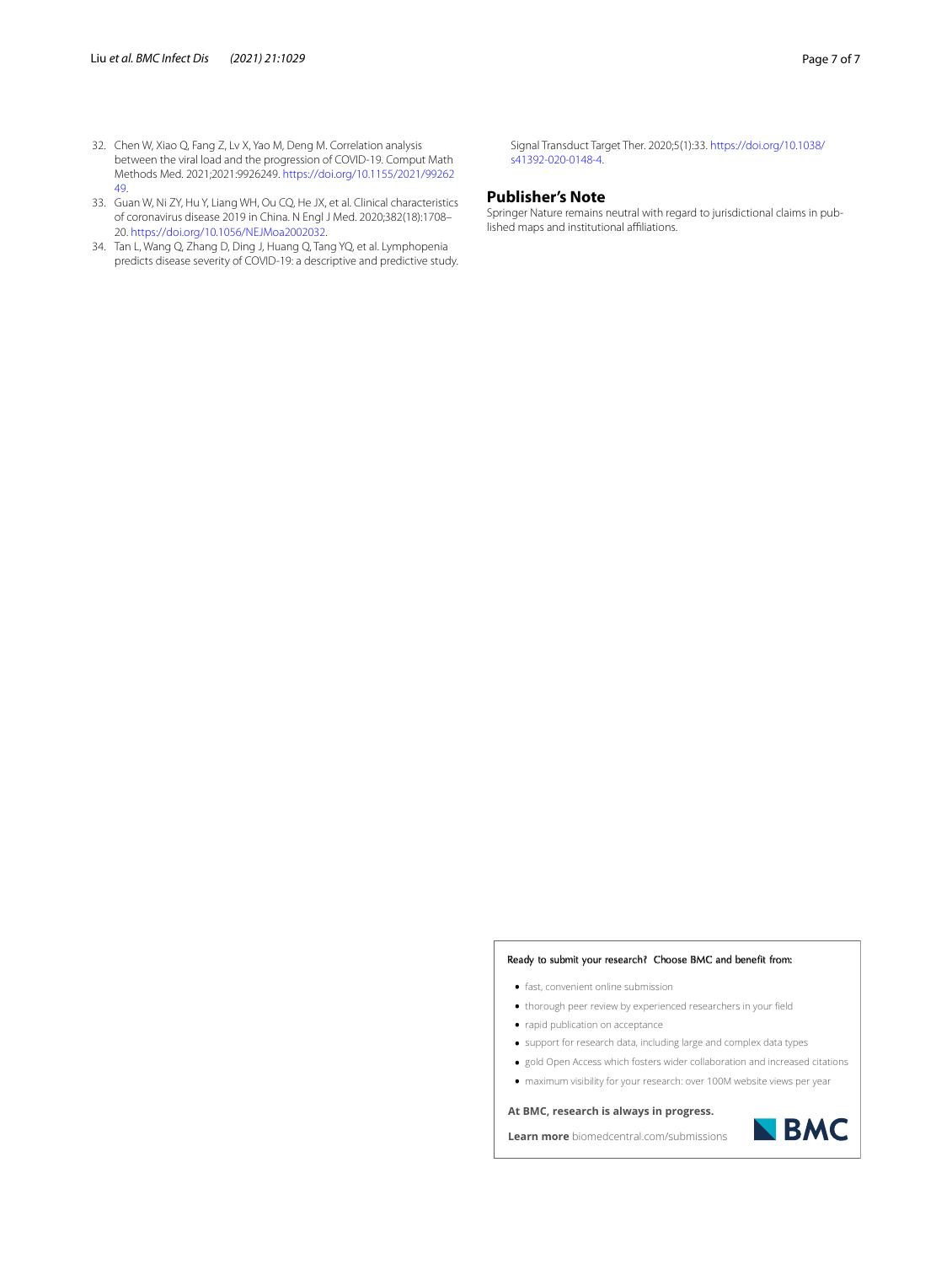32. Chen W, Xiao Q, Fang Z, Lv X, Yao M, Deng M. Correlation analysis between the viral load and the progression of COVID-19. Comput Math Methods Med. 2021;2021:9926249. https://doi.org/10.1155/2021/9926249.
33. Guan W, Ni ZY, Hu Y, Liang WH, Ou CQ, He JX, et al. Clinical characteristics of coronavirus disease 2019 in China. N Engl J Med. 2020;382(18):1708–20. https://doi.org/10.1056/NEJMoa2002032.
34. Tan L, Wang Q, Zhang D, Ding J, Huang Q, Tang YQ, et al. Lymphopenia predicts disease severity of COVID-19: a descriptive and predictive study. Signal Transduct Target Ther. 2020;5(1):33. https://doi.org/10.1038/s41392-020-0148-4.

## Publisher's Note

Springer Nature remains neutral with regard to jurisdictional claims in published maps and institutional affiliations.

Ready to submit your research? Choose BMC and benefit from:

- fast, convenient online submission
- thorough peer review by experienced researchers in your field
- rapid publication on acceptance
- support for research data, including large and complex data types
- gold Open Access which fosters wider collaboration and increased citations
- maximum visibility for your research: over 100M website views per year

**At BMC, research is always in progress.**

**Learn more** biomedcentral.com/submissions